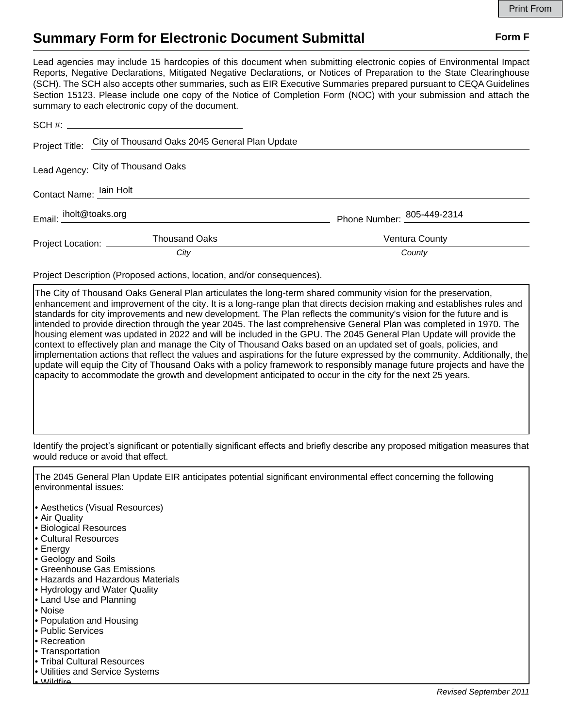# Summary Form for Electronic Document Submittal

**Form F**

Lead agencies may include 15 hardcopies of this document when submitting electronic copies of Environmental Impact Reports, Negative Declarations, Mitigated Negative Declarations, or Notices of Preparation to the State Clearinghouse (SCH). The SCH also accepts other summaries, such as EIR Executive Summaries prepared pursuant to CEQA Guidelines Section 15123. Please include one copy of the Notice of Completion Form (NOC) with your submission and attach the summary to each electronic copy of the document.

SCH #:

Project Title: City of Thousand Oaks 2045 General Plan Update

Lead Agency: City of Thousand Oaks

Contact Name: Iain Holt

Email: iholt@toaks.org

Phone Number: 805-449-2314

Project Location: Thousand Oaks (*City*), Ventura County (*County*)

Project Description (Proposed actions, location, and/or consequences).

The City of Thousand Oaks General Plan articulates the long-term shared community vision for the preservation, enhancement and improvement of the city. It is a long-range plan that directs decision making and establishes rules and standards for city improvements and new development. The Plan reflects the community's vision for the future and is intended to provide direction through the year 2045. The last comprehensive General Plan was completed in 1970. The housing element was updated in 2022 and will be included in the GPU. The 2045 General Plan Update will provide the context to effectively plan and manage the City of Thousand Oaks based on an updated set of goals, policies, and implementation actions that reflect the values and aspirations for the future expressed by the community. Additionally, the update will equip the City of Thousand Oaks with a policy framework to responsibly manage future projects and have the capacity to accommodate the growth and development anticipated to occur in the city for the next 25 years.

Identify the project's significant or potentially significant effects and briefly describe any proposed mitigation measures that would reduce or avoid that effect.

The 2045 General Plan Update EIR anticipates potential significant environmental effect concerning the following environmental issues:

- Aesthetics (Visual Resources)
- Air Quality
- Biological Resources
- Cultural Resources
- Energy
- Geology and Soils
- Greenhouse Gas Emissions
- Hazards and Hazardous Materials
- Hydrology and Water Quality
- Land Use and Planning
- Noise
- Population and Housing
- Public Services
- Recreation
- Transportation
- Tribal Cultural Resources
- Utilities and Service Systems
- Wildfire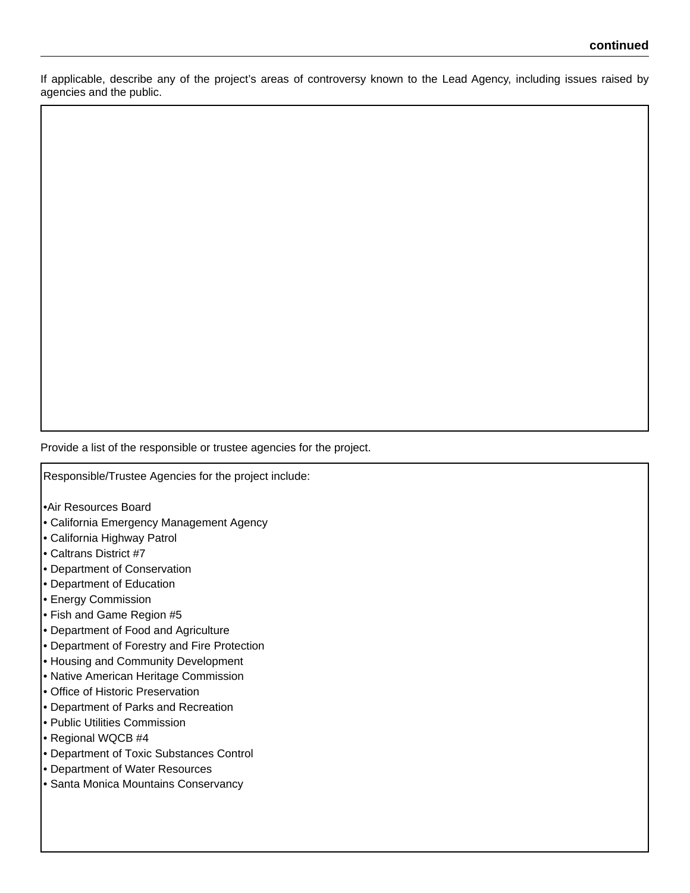**continued**

If applicable, describe any of the project's areas of controversy known to the Lead Agency, including issues raised by agencies and the public.

Provide a list of the responsible or trustee agencies for the project.

Responsible/Trustee Agencies for the project include:

- Air Resources Board
- California Emergency Management Agency
- California Highway Patrol
- Caltrans District #7
- Department of Conservation
- Department of Education
- Energy Commission
- Fish and Game Region #5
- Department of Food and Agriculture
- Department of Forestry and Fire Protection
- Housing and Community Development
- Native American Heritage Commission
- Office of Historic Preservation
- Department of Parks and Recreation
- Public Utilities Commission
- Regional WQCB #4
- Department of Toxic Substances Control
- Department of Water Resources
- Santa Monica Mountains Conservancy